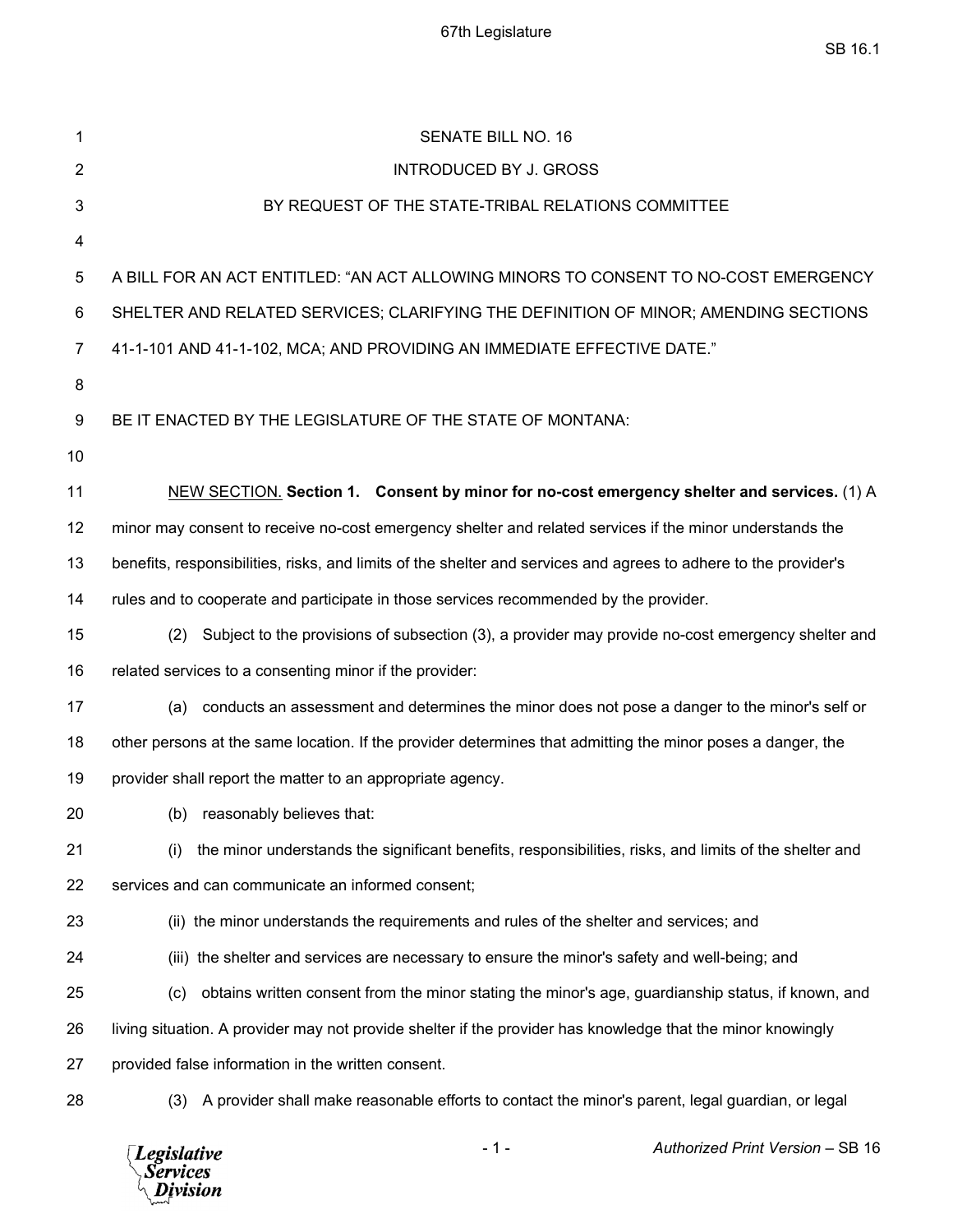SENATE BILL NO. 16

INTRODUCED BY J. GROSS

BY REQUEST OF THE STATE-TRIBAL RELATIONS COMMITTEE

A BILL FOR AN ACT ENTITLED: "AN ACT ALLOWING MINORS TO CONSENT TO NO-COST EMERGENCY SHELTER AND RELATED SERVICES; CLARIFYING THE DEFINITION OF MINOR; AMENDING SECTIONS 41-1-101 AND 41-1-102, MCA; AND PROVIDING AN IMMEDIATE EFFECTIVE DATE."

BE IT ENACTED BY THE LEGISLATURE OF THE STATE OF MONTANA:

NEW SECTION. **Section 1. Consent by minor for no-cost emergency shelter and services.** (1) A minor may consent to receive no-cost emergency shelter and related services if the minor understands the benefits, responsibilities, risks, and limits of the shelter and services and agrees to adhere to the provider's rules and to cooperate and participate in those services recommended by the provider.

(2) Subject to the provisions of subsection (3), a provider may provide no-cost emergency shelter and related services to a consenting minor if the provider:

(a) conducts an assessment and determines the minor does not pose a danger to the minor's self or other persons at the same location. If the provider determines that admitting the minor poses a danger, the provider shall report the matter to an appropriate agency.

(b) reasonably believes that:

(i) the minor understands the significant benefits, responsibilities, risks, and limits of the shelter and services and can communicate an informed consent;

(ii) the minor understands the requirements and rules of the shelter and services; and

(iii) the shelter and services are necessary to ensure the minor's safety and well-being; and

(c) obtains written consent from the minor stating the minor's age, guardianship status, if known, and living situation. A provider may not provide shelter if the provider has knowledge that the minor knowingly provided false information in the written consent.

(3) A provider shall make reasonable efforts to contact the minor's parent, legal guardian, or legal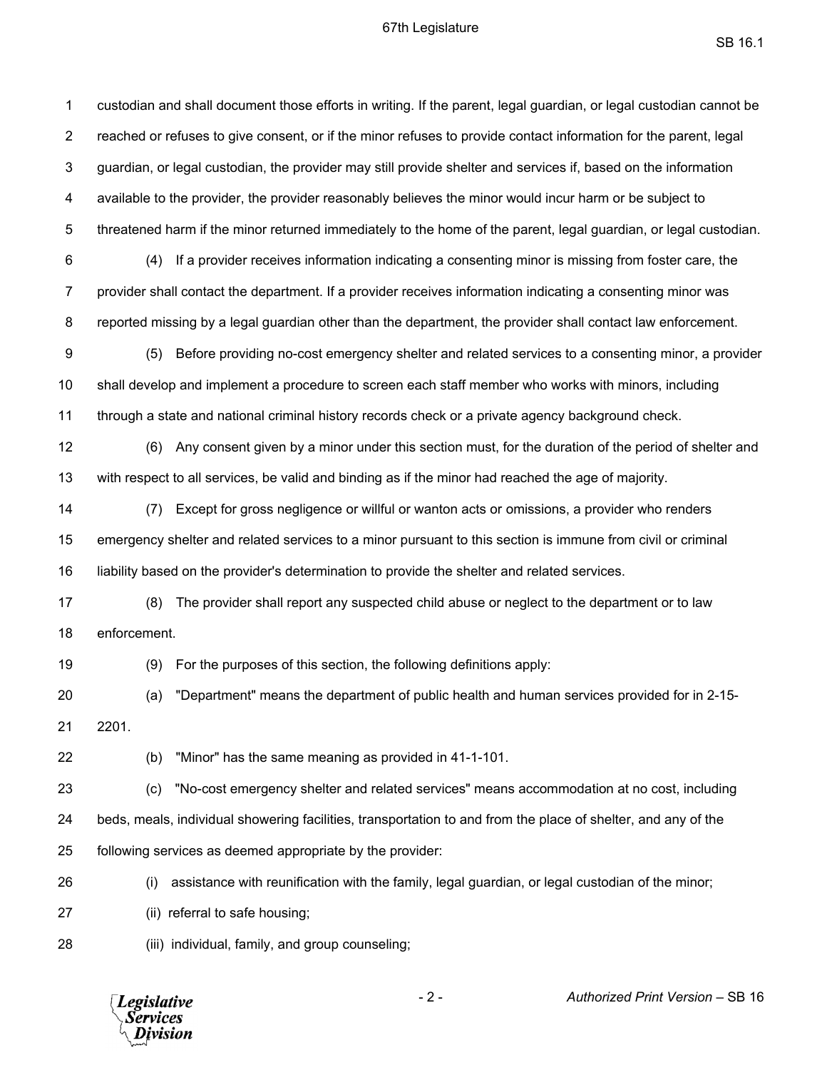custodian and shall document those efforts in writing. If the parent, legal guardian, or legal custodian cannot be reached or refuses to give consent, or if the minor refuses to provide contact information for the parent, legal guardian, or legal custodian, the provider may still provide shelter and services if, based on the information available to the provider, the provider reasonably believes the minor would incur harm or be subject to threatened harm if the minor returned immediately to the home of the parent, legal guardian, or legal custodian.

(4) If a provider receives information indicating a consenting minor is missing from foster care, the provider shall contact the department. If a provider receives information indicating a consenting minor was reported missing by a legal guardian other than the department, the provider shall contact law enforcement.

(5) Before providing no-cost emergency shelter and related services to a consenting minor, a provider shall develop and implement a procedure to screen each staff member who works with minors, including through a state and national criminal history records check or a private agency background check.

(6) Any consent given by a minor under this section must, for the duration of the period of shelter and with respect to all services, be valid and binding as if the minor had reached the age of majority.

(7) Except for gross negligence or willful or wanton acts or omissions, a provider who renders emergency shelter and related services to a minor pursuant to this section is immune from civil or criminal liability based on the provider's determination to provide the shelter and related services.

(8) The provider shall report any suspected child abuse or neglect to the department or to law enforcement.

(9) For the purposes of this section, the following definitions apply:

(a) "Department" means the department of public health and human services provided for in 2-15-2201.

(b) "Minor" has the same meaning as provided in 41-1-101.

(c) "No-cost emergency shelter and related services" means accommodation at no cost, including beds, meals, individual showering facilities, transportation to and from the place of shelter, and any of the following services as deemed appropriate by the provider:

(i) assistance with reunification with the family, legal guardian, or legal custodian of the minor;

(ii) referral to safe housing;

(iii) individual, family, and group counseling;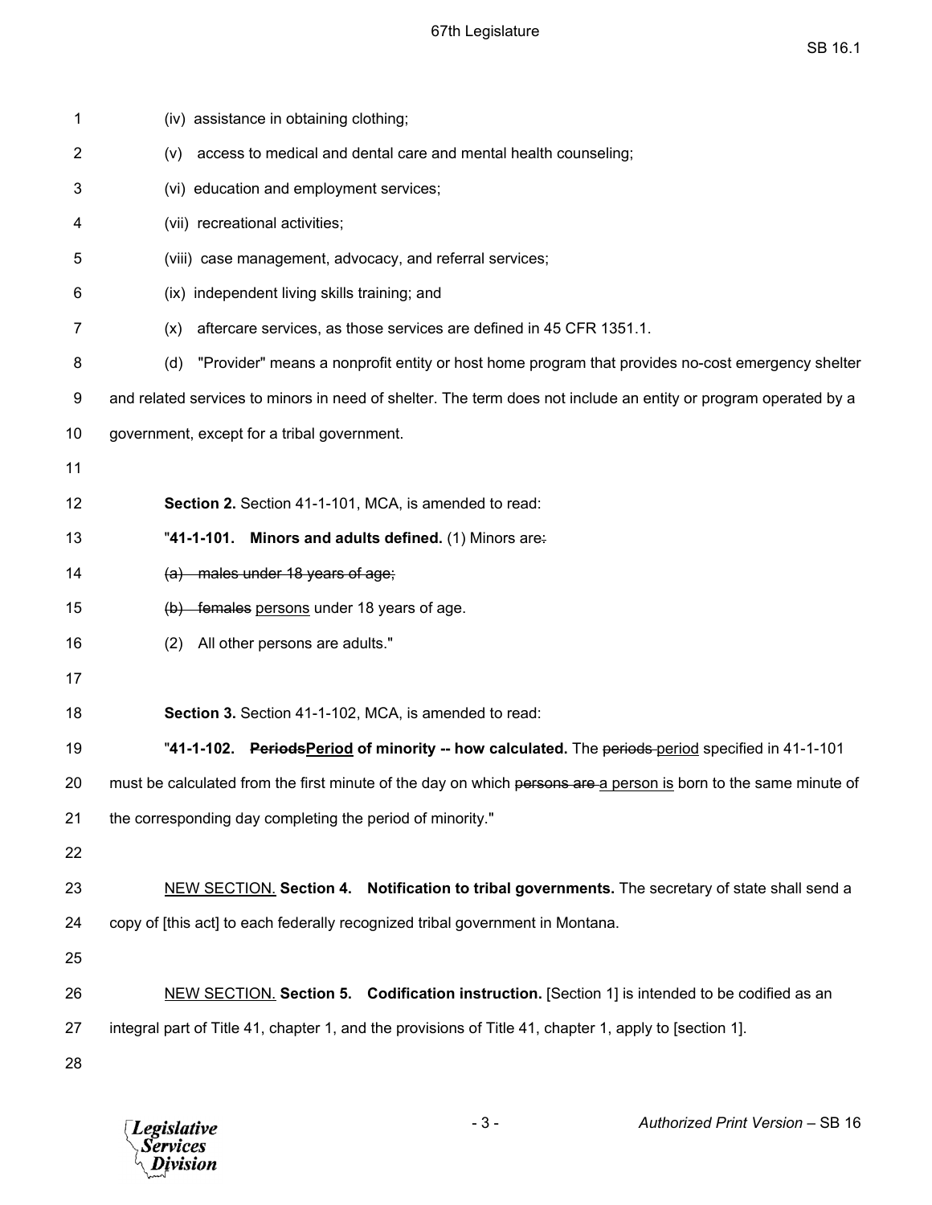(iv) assistance in obtaining clothing;

(v) access to medical and dental care and mental health counseling;

(vi) education and employment services;

(vii) recreational activities;

(viii) case management, advocacy, and referral services;

(ix) independent living skills training; and

(x) aftercare services, as those services are defined in 45 CFR 1351.1.

(d) "Provider" means a nonprofit entity or host home program that provides no-cost emergency shelter and related services to minors in need of shelter. The term does not include an entity or program operated by a government, except for a tribal government.

**Section 2.** Section 41-1-101, MCA, is amended to read:

"**41-1-101. Minors and adults defined.** (1) Minors are~~:~~

~~(a) males under 18 years of age;~~

~~(b) females~~ persons under 18 years of age.

(2) All other persons are adults."

**Section 3.** Section 41-1-102, MCA, is amended to read:

"**41-1-102. ~~Periods~~Period of minority -- how calculated.** The ~~periods~~ period specified in 41-1-101 must be calculated from the first minute of the day on which ~~persons are~~ a person is born to the same minute of the corresponding day completing the period of minority."

NEW SECTION. **Section 4. Notification to tribal governments.** The secretary of state shall send a copy of [this act] to each federally recognized tribal government in Montana.

NEW SECTION. **Section 5. Codification instruction.** [Section 1] is intended to be codified as an integral part of Title 41, chapter 1, and the provisions of Title 41, chapter 1, apply to [section 1].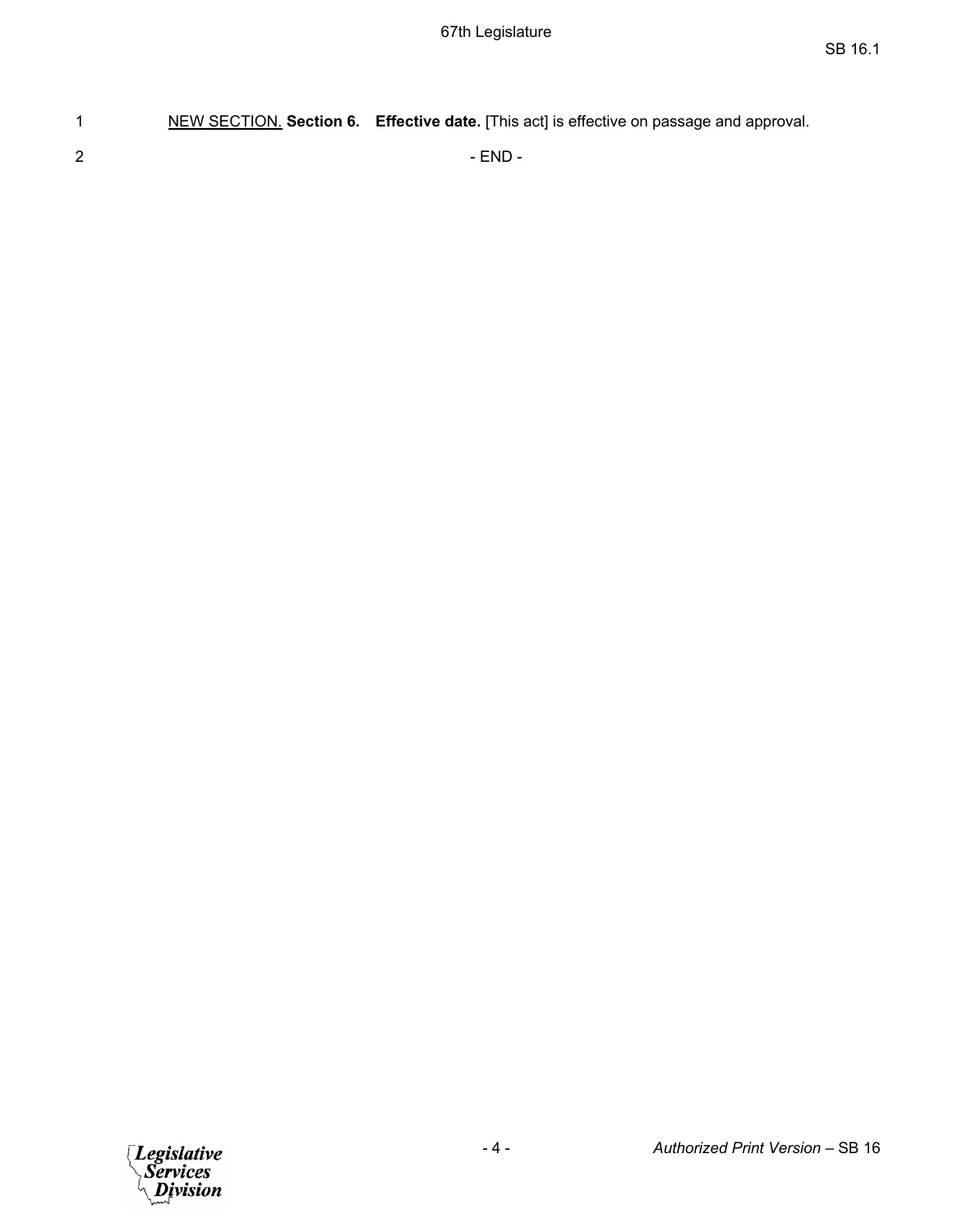NEW SECTION. **Section 6. Effective date.** [This act] is effective on passage and approval.

- END -